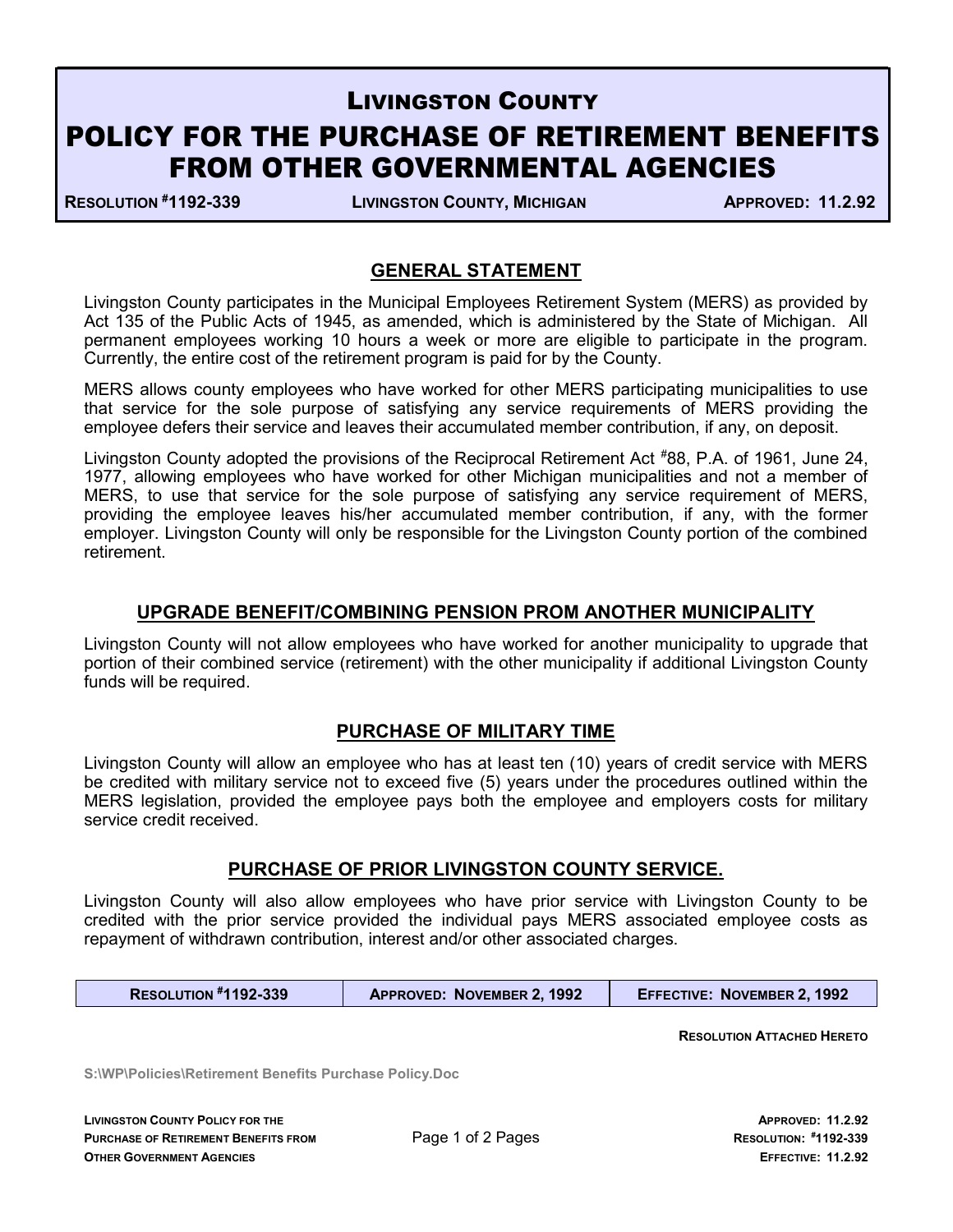# Livingston County

# POLICY FOR THE PURCHASE OF RETIREMENT BENEFITS FROM OTHER GOVERNMENTAL AGENCIES

**Resolution #1192-339** | **Livingston County, Michigan** | **Approved: 11.2.92**

## GENERAL STATEMENT

Livingston County participates in the Municipal Employees Retirement System (MERS) as provided by Act 135 of the Public Acts of 1945, as amended, which is administered by the State of Michigan. All permanent employees working 10 hours a week or more are eligible to participate in the program. Currently, the entire cost of the retirement program is paid for by the County.

MERS allows county employees who have worked for other MERS participating municipalities to use that service for the sole purpose of satisfying any service requirements of MERS providing the employee defers their service and leaves their accumulated member contribution, if any, on deposit.

Livingston County adopted the provisions of the Reciprocal Retirement Act #88, P.A. of 1961, June 24, 1977, allowing employees who have worked for other Michigan municipalities and not a member of MERS, to use that service for the sole purpose of satisfying any service requirement of MERS, providing the employee leaves his/her accumulated member contribution, if any, with the former employer. Livingston County will only be responsible for the Livingston County portion of the combined retirement.

## UPGRADE BENEFIT/COMBINING PENSION PROM ANOTHER MUNICIPALITY

Livingston County will not allow employees who have worked for another municipality to upgrade that portion of their combined service (retirement) with the other municipality if additional Livingston County funds will be required.

## PURCHASE OF MILITARY TIME

Livingston County will allow an employee who has at least ten (10) years of credit service with MERS be credited with military service not to exceed five (5) years under the procedures outlined within the MERS legislation, provided the employee pays both the employee and employers costs for military service credit received.

## PURCHASE OF PRIOR LIVINGSTON COUNTY SERVICE.

Livingston County will also allow employees who have prior service with Livingston County to be credited with the prior service provided the individual pays MERS associated employee costs as repayment of withdrawn contribution, interest and/or other associated charges.

| Resolution #1192-339 | Approved: November 2, 1992 | Effective: November 2, 1992 |
| --- | --- | --- |

**Resolution Attached Hereto**

S:\WP\Policies\Retirement Benefits Purchase Policy.Doc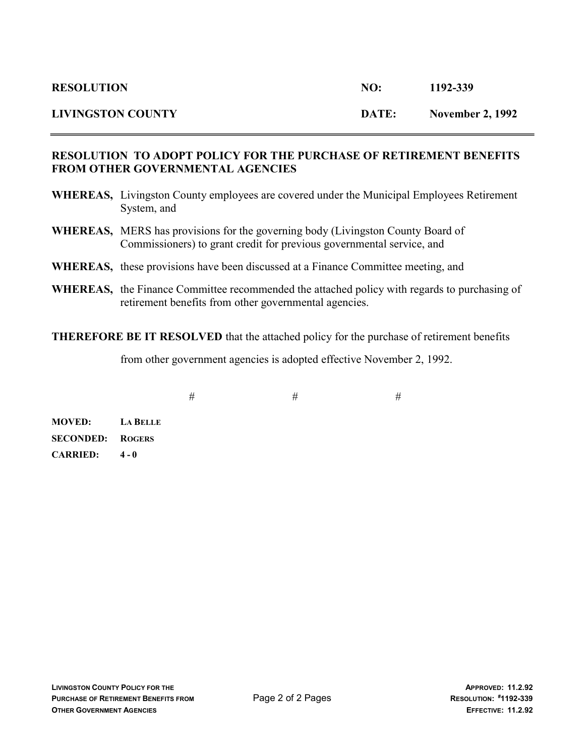| | | | |
|---|---|---|---|
| **RESOLUTION** | | **NO:** | **1192-339** |
| **LIVINGSTON COUNTY** | | **DATE:** | **November 2, 1992** |

## RESOLUTION TO ADOPT POLICY FOR THE PURCHASE OF RETIREMENT BENEFITS FROM OTHER GOVERNMENTAL AGENCIES

**WHEREAS,** Livingston County employees are covered under the Municipal Employees Retirement System, and

**WHEREAS,** MERS has provisions for the governing body (Livingston County Board of Commissioners) to grant credit for previous governmental service, and

**WHEREAS,** these provisions have been discussed at a Finance Committee meeting, and

**WHEREAS,** the Finance Committee recommended the attached policy with regards to purchasing of retirement benefits from other governmental agencies.

**THEREFORE BE IT RESOLVED** that the attached policy for the purchase of retirement benefits from other government agencies is adopted effective November 2, 1992.

# # #

**MOVED:** **LA BELLE**

**SECONDED:** **ROGERS**

**CARRIED:** **4 - 0**